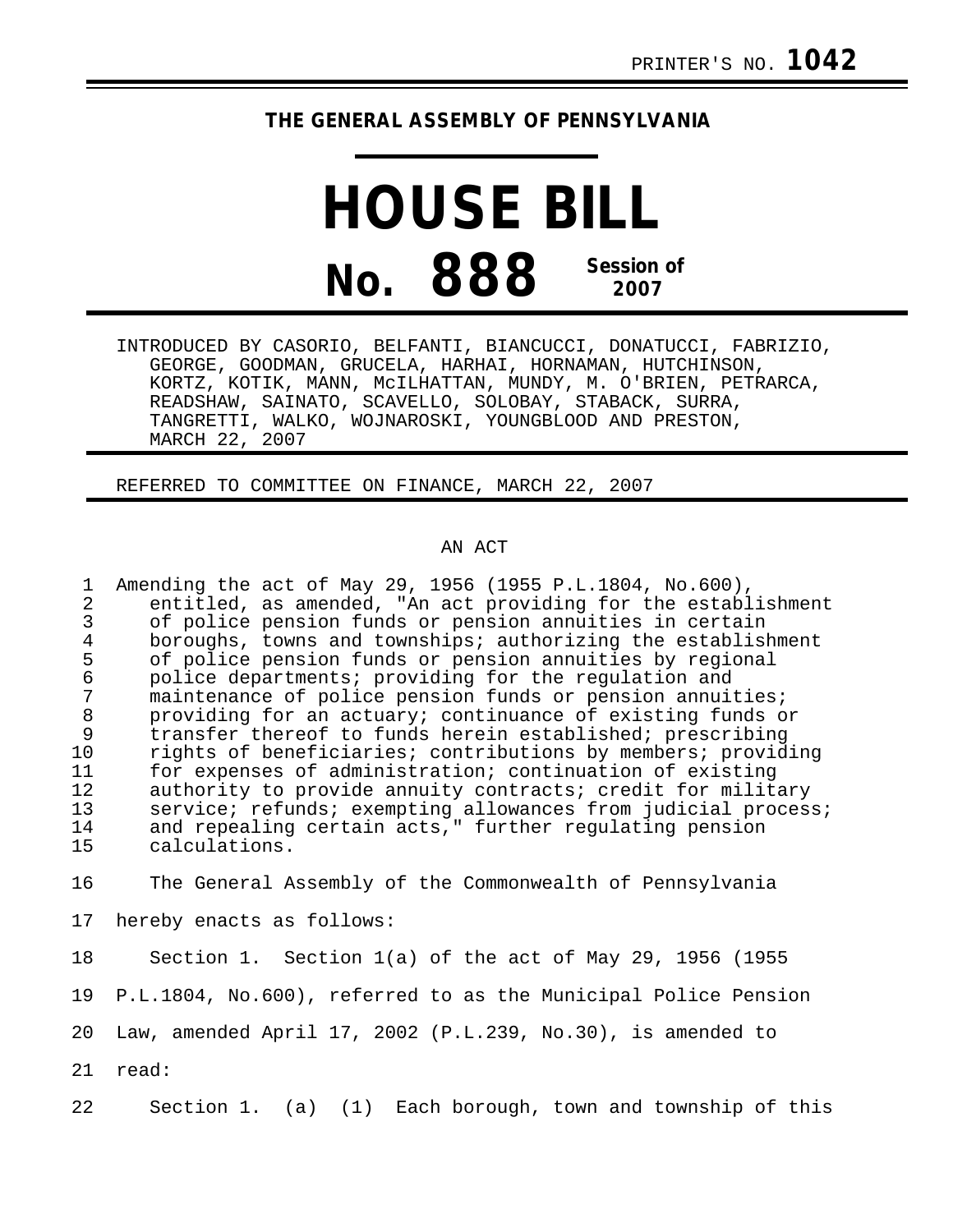PRINTER'S NO. **1042**

# THE GENERAL ASSEMBLY OF PENNSYLVANIA

# HOUSE BILL

# No. 888 Session of 2007

INTRODUCED BY CASORIO, BELFANTI, BIANCUCCI, DONATUCCI, FABRIZIO, GEORGE, GOODMAN, GRUCELA, HARHAI, HORNAMAN, HUTCHINSON, KORTZ, KOTIK, MANN, McILHATTAN, MUNDY, M. O'BRIEN, PETRARCA, READSHAW, SAINATO, SCAVELLO, SOLOBAY, STABACK, SURRA, TANGRETTI, WALKO, WOJNAROSKI, YOUNGBLOOD AND PRESTON, MARCH 22, 2007

REFERRED TO COMMITTEE ON FINANCE, MARCH 22, 2007

AN ACT

1 Amending the act of May 29, 1956 (1955 P.L.1804, No.600),
2 entitled, as amended, "An act providing for the establishment
3 of police pension funds or pension annuities in certain
4 boroughs, towns and townships; authorizing the establishment
5 of police pension funds or pension annuities by regional
6 police departments; providing for the regulation and
7 maintenance of police pension funds or pension annuities;
8 providing for an actuary; continuance of existing funds or
9 transfer thereof to funds herein established; prescribing
10 rights of beneficiaries; contributions by members; providing
11 for expenses of administration; continuation of existing
12 authority to provide annuity contracts; credit for military
13 service; refunds; exempting allowances from judicial process;
14 and repealing certain acts," further regulating pension
15 calculations.

16 The General Assembly of the Commonwealth of Pennsylvania
17 hereby enacts as follows:

18 Section 1. Section 1(a) of the act of May 29, 1956 (1955
19 P.L.1804, No.600), referred to as the Municipal Police Pension
20 Law, amended April 17, 2002 (P.L.239, No.30), is amended to
21 read:

22 Section 1. (a) (1) Each borough, town and township of this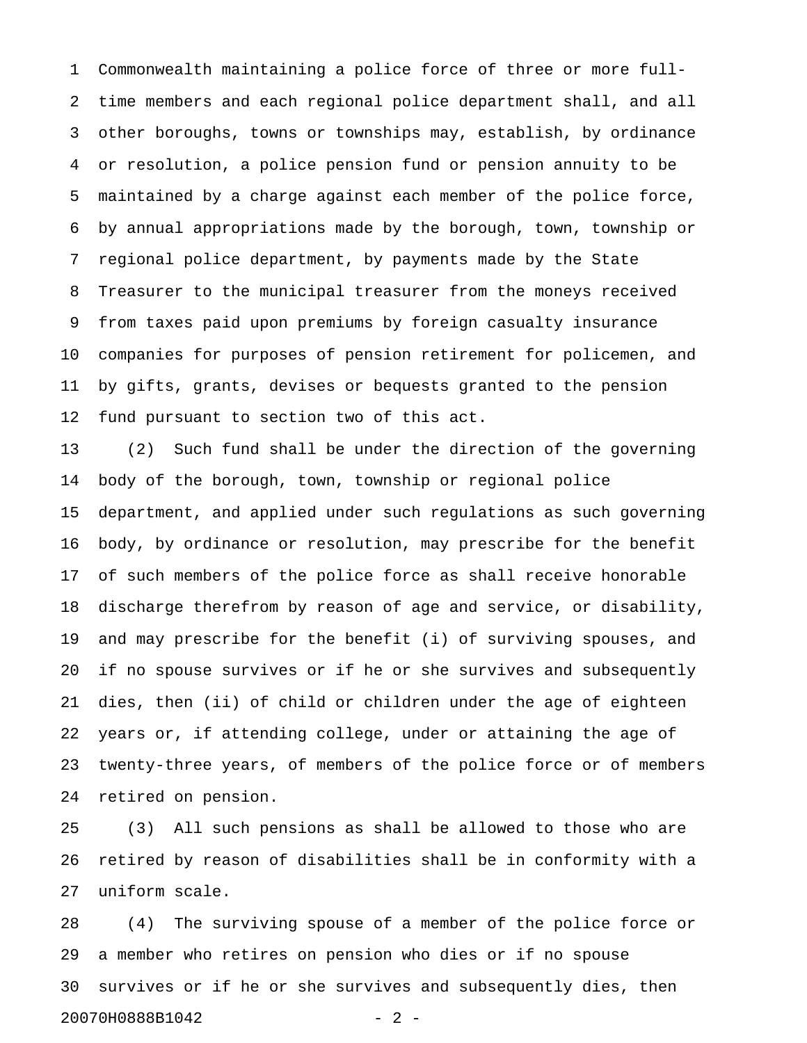Commonwealth maintaining a police force of three or more full-time members and each regional police department shall, and all other boroughs, towns or townships may, establish, by ordinance or resolution, a police pension fund or pension annuity to be maintained by a charge against each member of the police force, by annual appropriations made by the borough, town, township or regional police department, by payments made by the State Treasurer to the municipal treasurer from the moneys received from taxes paid upon premiums by foreign casualty insurance companies for purposes of pension retirement for policemen, and by gifts, grants, devises or bequests granted to the pension fund pursuant to section two of this act.

(2) Such fund shall be under the direction of the governing body of the borough, town, township or regional police department, and applied under such regulations as such governing body, by ordinance or resolution, may prescribe for the benefit of such members of the police force as shall receive honorable discharge therefrom by reason of age and service, or disability, and may prescribe for the benefit (i) of surviving spouses, and if no spouse survives or if he or she survives and subsequently dies, then (ii) of child or children under the age of eighteen years or, if attending college, under or attaining the age of twenty-three years, of members of the police force or of members retired on pension.

(3) All such pensions as shall be allowed to those who are retired by reason of disabilities shall be in conformity with a uniform scale.

(4) The surviving spouse of a member of the police force or a member who retires on pension who dies or if no spouse survives or if he or she survives and subsequently dies, then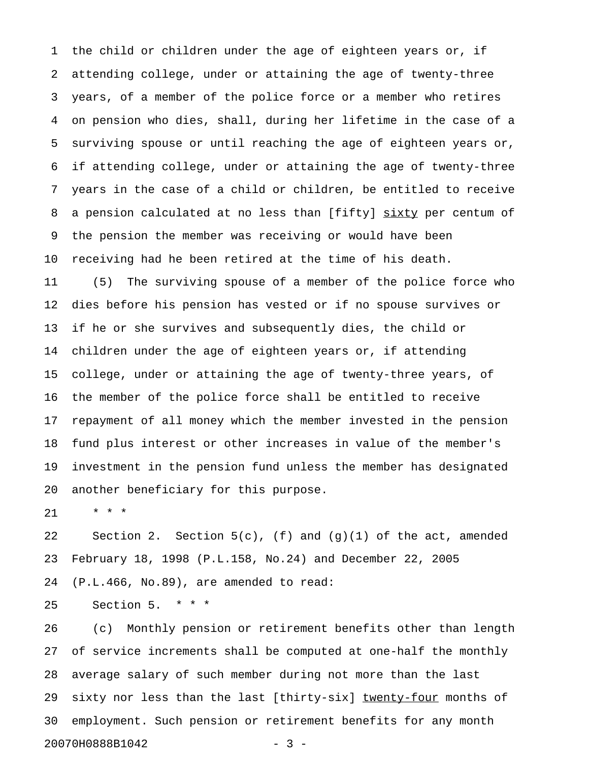the child or children under the age of eighteen years or, if attending college, under or attaining the age of twenty-three years, of a member of the police force or a member who retires on pension who dies, shall, during her lifetime in the case of a surviving spouse or until reaching the age of eighteen years or, if attending college, under or attaining the age of twenty-three years in the case of a child or children, be entitled to receive a pension calculated at no less than [fifty] sixty per centum of the pension the member was receiving or would have been receiving had he been retired at the time of his death.

(5) The surviving spouse of a member of the police force who dies before his pension has vested or if no spouse survives or if he or she survives and subsequently dies, the child or children under the age of eighteen years or, if attending college, under or attaining the age of twenty-three years, of the member of the police force shall be entitled to receive repayment of all money which the member invested in the pension fund plus interest or other increases in value of the member's investment in the pension fund unless the member has designated another beneficiary for this purpose.

\* \* \*

Section 2. Section 5(c), (f) and (g)(1) of the act, amended February 18, 1998 (P.L.158, No.24) and December 22, 2005 (P.L.466, No.89), are amended to read:

Section 5. \* \* \*

(c) Monthly pension or retirement benefits other than length of service increments shall be computed at one-half the monthly average salary of such member during not more than the last sixty nor less than the last [thirty-six] twenty-four months of employment. Such pension or retirement benefits for any month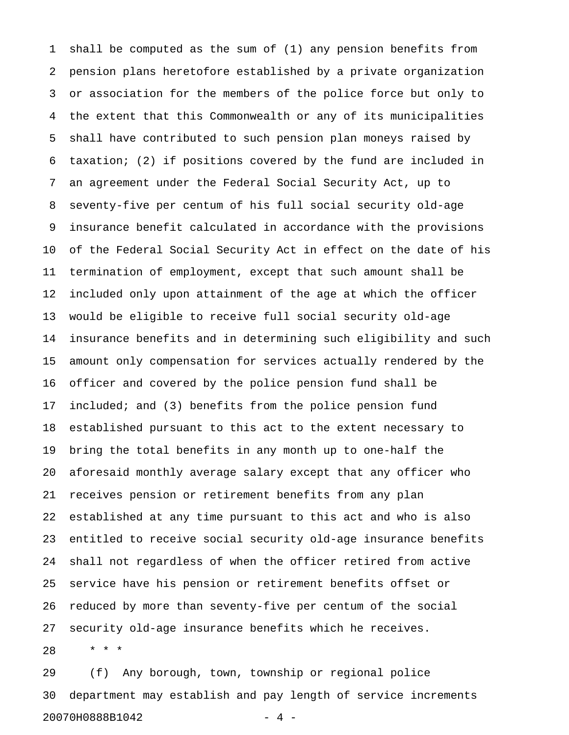shall be computed as the sum of (1) any pension benefits from pension plans heretofore established by a private organization or association for the members of the police force but only to the extent that this Commonwealth or any of its municipalities shall have contributed to such pension plan moneys raised by taxation; (2) if positions covered by the fund are included in an agreement under the Federal Social Security Act, up to seventy-five per centum of his full social security old-age insurance benefit calculated in accordance with the provisions of the Federal Social Security Act in effect on the date of his termination of employment, except that such amount shall be included only upon attainment of the age at which the officer would be eligible to receive full social security old-age insurance benefits and in determining such eligibility and such amount only compensation for services actually rendered by the officer and covered by the police pension fund shall be included; and (3) benefits from the police pension fund established pursuant to this act to the extent necessary to bring the total benefits in any month up to one-half the aforesaid monthly average salary except that any officer who receives pension or retirement benefits from any plan established at any time pursuant to this act and who is also entitled to receive social security old-age insurance benefits shall not regardless of when the officer retired from active service have his pension or retirement benefits offset or reduced by more than seventy-five per centum of the social security old-age insurance benefits which he receives.

\* \* \*

(f) Any borough, town, township or regional police department may establish and pay length of service increments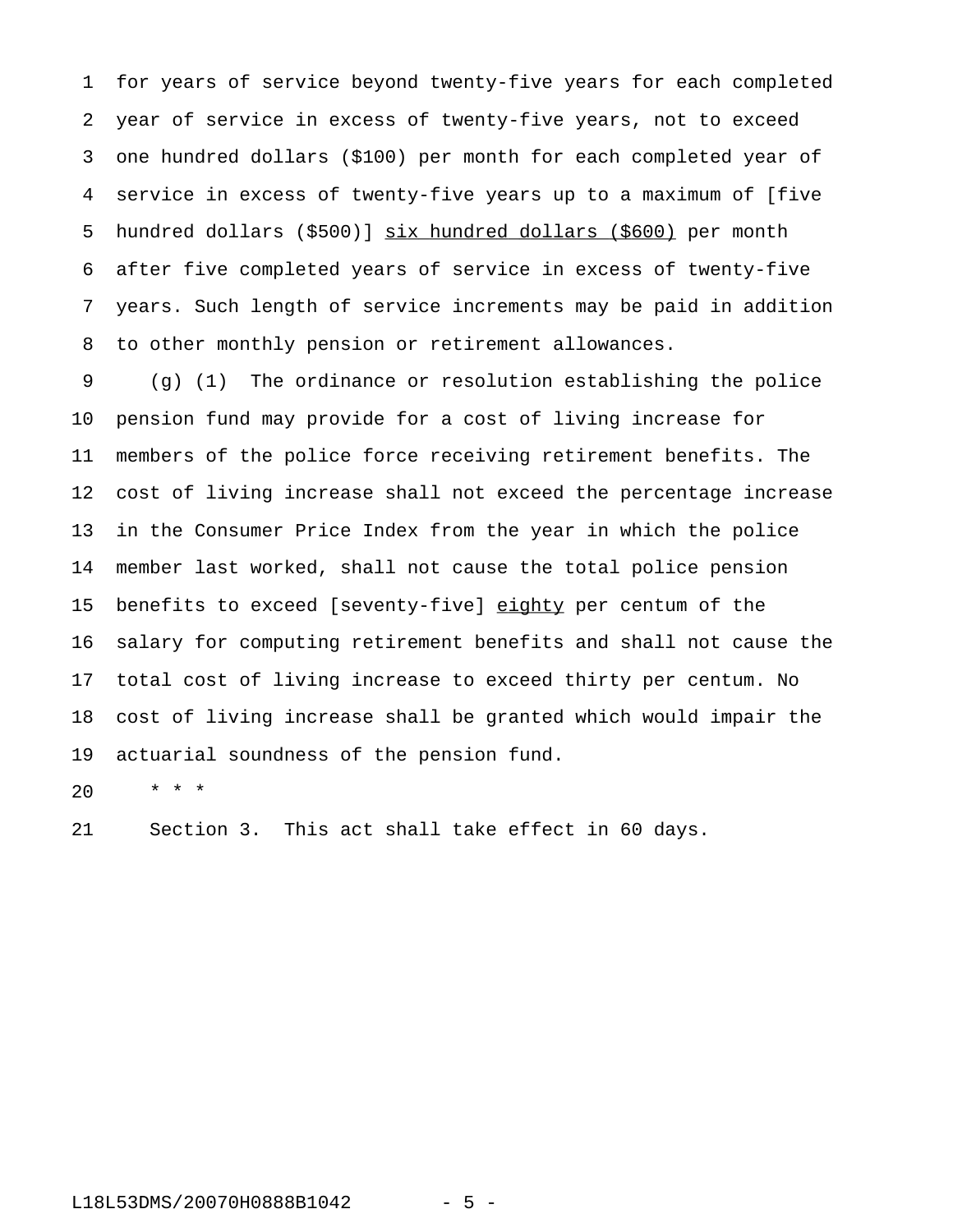for years of service beyond twenty-five years for each completed year of service in excess of twenty-five years, not to exceed one hundred dollars ($100) per month for each completed year of service in excess of twenty-five years up to a maximum of [five hundred dollars ($500)] <u>six hundred dollars ($600)</u> per month after five completed years of service in excess of twenty-five years. Such length of service increments may be paid in addition to other monthly pension or retirement allowances.

(g) (1) The ordinance or resolution establishing the police pension fund may provide for a cost of living increase for members of the police force receiving retirement benefits. The cost of living increase shall not exceed the percentage increase in the Consumer Price Index from the year in which the police member last worked, shall not cause the total police pension benefits to exceed [seventy-five] <u>eighty</u> per centum of the salary for computing retirement benefits and shall not cause the total cost of living increase to exceed thirty per centum. No cost of living increase shall be granted which would impair the actuarial soundness of the pension fund.

\* \* \*

Section 3. This act shall take effect in 60 days.